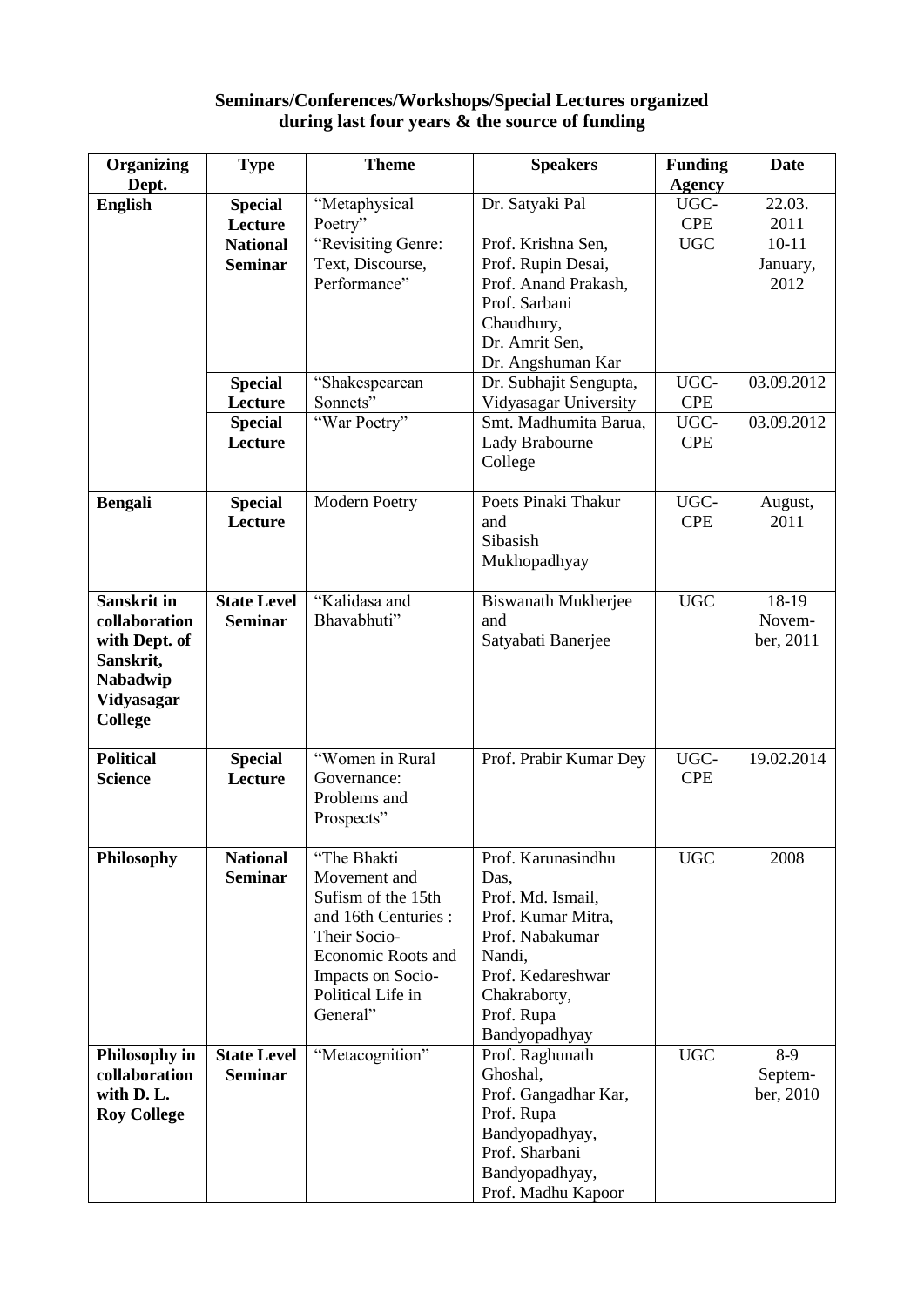**Seminars/Conferences/Workshops/Special Lectures organized during last four years & the source of funding**

| Organizing Dept. | Type | Theme | Speakers | Funding Agency | Date |
|---|---|---|---|---|---|
| **English** | **Special Lecture** | "Metaphysical Poetry" | Dr. Satyaki Pal | UGC-CPE | 22.03. 2011 |
| | **National Seminar** | "Revisiting Genre: Text, Discourse, Performance" | Prof. Krishna Sen, Prof. Rupin Desai, Prof. Anand Prakash, Prof. Sarbani Chaudhury, Dr. Amrit Sen, Dr. Angshuman Kar | UGC | 10-11 January, 2012 |
| | **Special Lecture** | "Shakespearean Sonnets" | Dr. Subhajit Sengupta, Vidyasagar University | UGC-CPE | 03.09.2012 |
| | **Special Lecture** | "War Poetry" | Smt. Madhumita Barua, Lady Brabourne College | UGC-CPE | 03.09.2012 |
| **Bengali** | **Special Lecture** | Modern Poetry | Poets Pinaki Thakur and Sibasish Mukhopadhyay | UGC-CPE | August, 2011 |
| **Sanskrit in collaboration with Dept. of Sanskrit, Nabadwip Vidyasagar College** | **State Level Seminar** | "Kalidasa and Bhavabhuti" | Biswanath Mukherjee and Satyabati Banerjee | UGC | 18-19 November, 2011 |
| **Political Science** | **Special Lecture** | "Women in Rural Governance: Problems and Prospects" | Prof. Prabir Kumar Dey | UGC-CPE | 19.02.2014 |
| **Philosophy** | **National Seminar** | "The Bhakti Movement and Sufism of the 15th and 16th Centuries : Their Socio-Economic Roots and Impacts on Socio-Political Life in General" | Prof. Karunasindhu Das, Prof. Md. Ismail, Prof. Kumar Mitra, Prof. Nabakumar Nandi, Prof. Kedareshwar Chakraborty, Prof. Rupa Bandyopadhyay | UGC | 2008 |
| **Philosophy in collaboration with D. L. Roy College** | **State Level Seminar** | "Metacognition" | Prof. Raghunath Ghoshal, Prof. Gangadhar Kar, Prof. Rupa Bandyopadhyay, Prof. Sharbani Bandyopadhyay, Prof. Madhu Kapoor | UGC | 8-9 September, 2010 |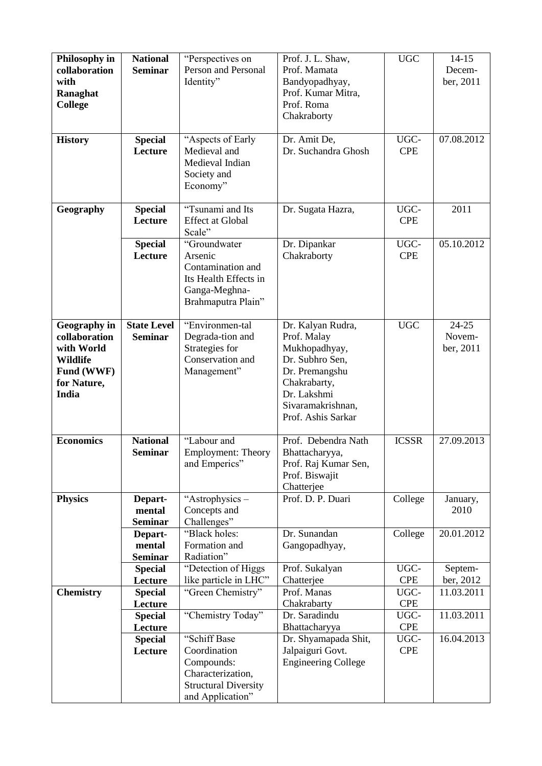| | | | | | |
|---|---|---|---|---|---|
| **Philosophy in collaboration with Ranaghat College** | **National Seminar** | "Perspectives on Person and Personal Identity" | Prof. J. L. Shaw, Prof. Mamata Bandyopadhyay, Prof. Kumar Mitra, Prof. Roma Chakraborty | UGC | 14-15 Decem-ber, 2011 |
| **History** | **Special Lecture** | "Aspects of Early Medieval and Medieval Indian Society and Economy" | Dr. Amit De, Dr. Suchandra Ghosh | UGC-CPE | 07.08.2012 |
| **Geography** | **Special Lecture** | "Tsunami and Its Effect at Global Scale" | Dr. Sugata Hazra, | UGC-CPE | 2011 |
| | **Special Lecture** | "Groundwater Arsenic Contamination and Its Health Effects in Ganga-Meghna-Brahmaputra Plain" | Dr. Dipankar Chakraborty | UGC-CPE | 05.10.2012 |
| **Geography in collaboration with World Wildlife Fund (WWF) for Nature, India** | **State Level Seminar** | "Environmen-tal Degrada-tion and Strategies for Conservation and Management" | Dr. Kalyan Rudra, Prof. Malay Mukhopadhyay, Dr. Subhro Sen, Dr. Premangshu Chakrabarty, Dr. Lakshmi Sivaramakrishnan, Prof. Ashis Sarkar | UGC | 24-25 Novem-ber, 2011 |
| **Economics** | **National Seminar** | "Labour and Employment: Theory and Emperics" | Prof. Debendra Nath Bhattacharyya, Prof. Raj Kumar Sen, Prof. Biswajit Chatterjee | ICSSR | 27.09.2013 |
| **Physics** | **Depart-mental Seminar** | "Astrophysics – Concepts and Challenges" | Prof. D. P. Duari | College | January, 2010 |
| | **Depart-mental Seminar** | "Black holes: Formation and Radiation" | Dr. Sunandan Gangopadhyay, | College | 20.01.2012 |
| | **Special Lecture** | "Detection of Higgs like particle in LHC" | Prof. Sukalyan Chatterjee | UGC-CPE | Septem-ber, 2012 |
| **Chemistry** | **Special Lecture** | "Green Chemistry" | Prof. Manas Chakrabarty | UGC-CPE | 11.03.2011 |
| | **Special Lecture** | "Chemistry Today" | Dr. Saradindu Bhattacharyya | UGC-CPE | 11.03.2011 |
| | **Special Lecture** | "Schiff Base Coordination Compounds: Characterization, Structural Diversity and Application" | Dr. Shyamapada Shit, Jalpaiguri Govt. Engineering College | UGC-CPE | 16.04.2013 |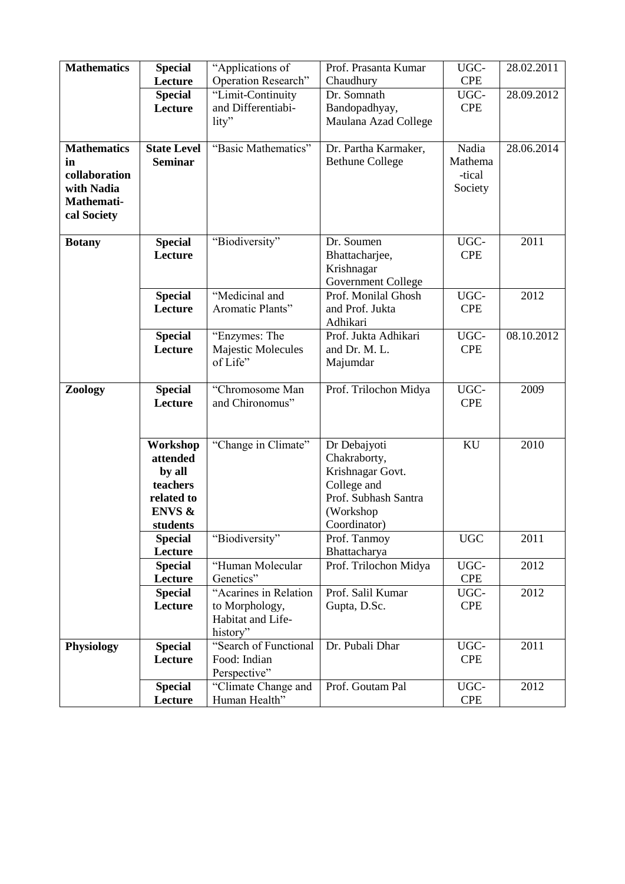| | | | | | |
|---|---|---|---|---|---|
| **Mathematics** | **Special Lecture** | "Applications of Operation Research" | Prof. Prasanta Kumar Chaudhury | UGC-CPE | 28.02.2011 |
| | **Special Lecture** | "Limit-Continuity and Differentiability" | Dr. Somnath Bandopadhyay, Maulana Azad College | UGC-CPE | 28.09.2012 |
| **Mathematics in collaboration with Nadia Mathematical Society** | **State Level Seminar** | "Basic Mathematics" | Dr. Partha Karmaker, Bethune College | Nadia Mathematical Society | 28.06.2014 |
| **Botany** | **Special Lecture** | "Biodiversity" | Dr. Soumen Bhattacharjee, Krishnagar Government College | UGC-CPE | 2011 |
| | **Special Lecture** | "Medicinal and Aromatic Plants" | Prof. Monilal Ghosh and Prof. Jukta Adhikari | UGC-CPE | 2012 |
| | **Special Lecture** | "Enzymes: The Majestic Molecules of Life" | Prof. Jukta Adhikari and Dr. M. L. Majumdar | UGC-CPE | 08.10.2012 |
| **Zoology** | **Special Lecture** | "Chromosome Man and Chironomus" | Prof. Trilochon Midya | UGC-CPE | 2009 |
| | **Workshop attended by all teachers related to ENVS & students** | "Change in Climate" | Dr Debajyoti Chakraborty, Krishnagar Govt. College and Prof. Subhash Santra (Workshop Coordinator) | KU | 2010 |
| | **Special Lecture** | "Biodiversity" | Prof. Tanmoy Bhattacharya | UGC | 2011 |
| | **Special Lecture** | "Human Molecular Genetics" | Prof. Trilochon Midya | UGC-CPE | 2012 |
| | **Special Lecture** | "Acarines in Relation to Morphology, Habitat and Life-history" | Prof. Salil Kumar Gupta, D.Sc. | UGC-CPE | 2012 |
| **Physiology** | **Special Lecture** | "Search of Functional Food: Indian Perspective" | Dr. Pubali Dhar | UGC-CPE | 2011 |
| | **Special Lecture** | "Climate Change and Human Health" | Prof. Goutam Pal | UGC-CPE | 2012 |